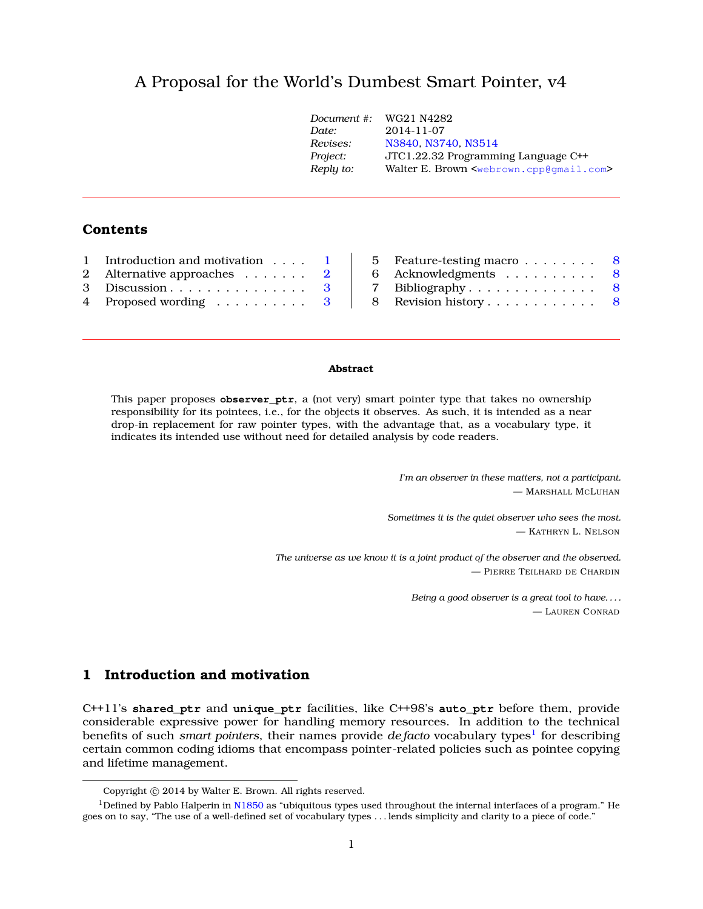# A Proposal for the World's Dumbest Smart Pointer, v4

| | |
|---|---|
| *Document #:* | WG21 N4282 |
| *Date:* | 2014-11-07 |
| *Revises:* | N3840, N3740, N3514 |
| *Project:* | JTC1.22.32 Programming Language C++ |
| *Reply to:* | Walter E. Brown <webrown.cpp@gmail.com> |

---

## Contents

1 Introduction and motivation . . . . 1
2 Alternative approaches . . . . . . . 2
3 Discussion . . . . . . . . . . . . . . . 3
4 Proposed wording . . . . . . . . . . 3
5 Feature-testing macro . . . . . . . . 8
6 Acknowledgments . . . . . . . . . . 8
7 Bibliography . . . . . . . . . . . . . 8
8 Revision history . . . . . . . . . . . 8

---

**Abstract**

This paper proposes **`observer_ptr`**, a (not very) smart pointer type that takes no ownership responsibility for its pointees, i.e., for the objects it observes. As such, it is intended as a near drop-in replacement for raw pointer types, with the advantage that, as a vocabulary type, it indicates its intended use without need for detailed analysis by code readers.

*I'm an observer in these matters, not a participant.*
— MARSHALL MCLUHAN

*Sometimes it is the quiet observer who sees the most.*
— KATHRYN L. NELSON

*The universe as we know it is a joint product of the observer and the observed.*
— PIERRE TEILHARD DE CHARDIN

*Being a good observer is a great tool to have. . . .*
— LAUREN CONRAD

## 1 Introduction and motivation

C++11's **`shared_ptr`** and **`unique_ptr`** facilities, like C++98's **`auto_ptr`** before them, provide considerable expressive power for handling memory resources. In addition to the technical benefits of such *smart pointers*, their names provide *de facto* vocabulary types[1] for describing certain common coding idioms that encompass pointer-related policies such as pointee copying and lifetime management.

---

Copyright © 2014 by Walter E. Brown. All rights reserved.

[1] Defined by Pablo Halperin in N1850 as "ubiquitous types used throughout the internal interfaces of a program." He goes on to say, "The use of a well-defined set of vocabulary types . . . lends simplicity and clarity to a piece of code."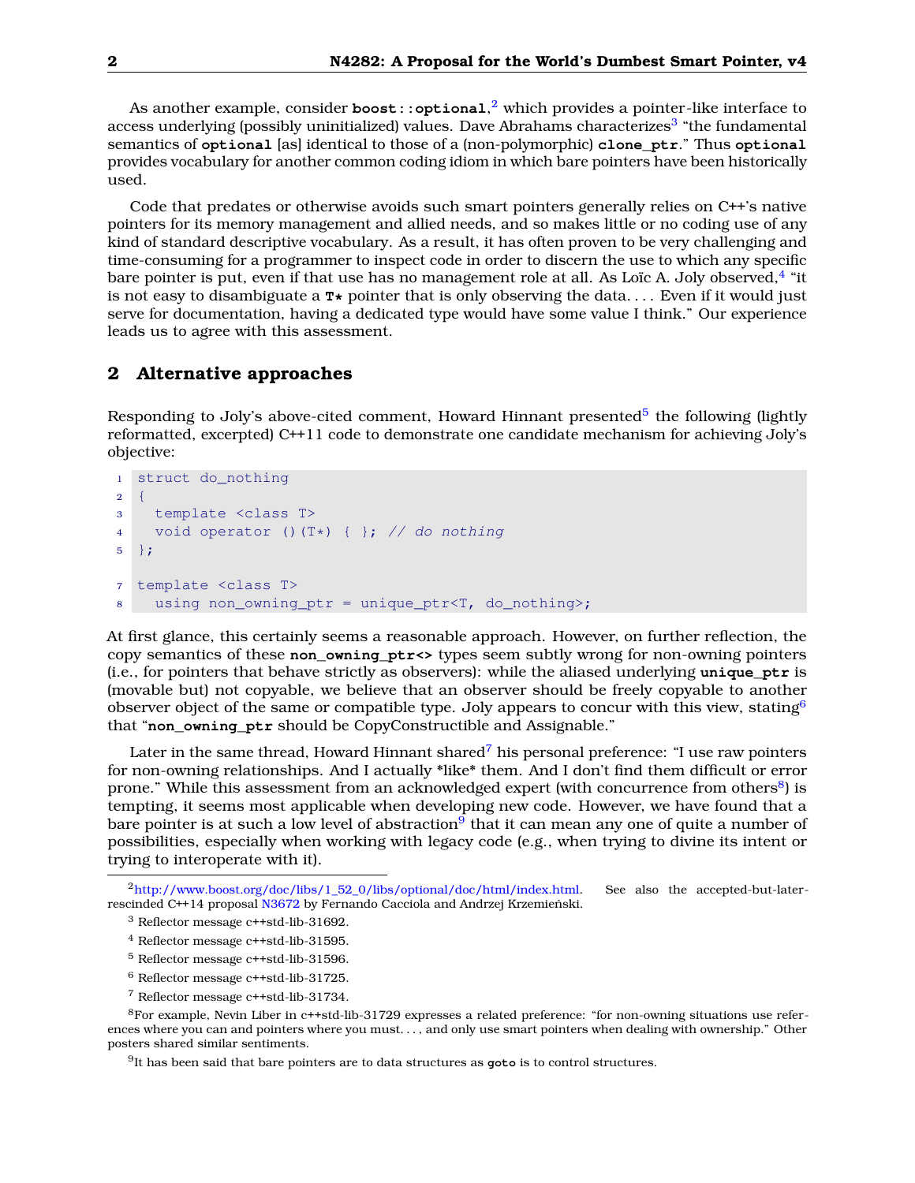As another example, consider **`boost::optional`**,[2] which provides a pointer-like interface to access underlying (possibly uninitialized) values. Dave Abrahams characterizes[3] "the fundamental semantics of **`optional`** [as] identical to those of a (non-polymorphic) **`clone_ptr`**." Thus **`optional`** provides vocabulary for another common coding idiom in which bare pointers have been historically used.

Code that predates or otherwise avoids such smart pointers generally relies on C++'s native pointers for its memory management and allied needs, and so makes little or no coding use of any kind of standard descriptive vocabulary. As a result, it has often proven to be very challenging and time-consuming for a programmer to inspect code in order to discern the use to which any specific bare pointer is put, even if that use has no management role at all. As Loïc A. Joly observed,[4] "it is not easy to disambiguate a **`T*`** pointer that is only observing the data. . . . Even if it would just serve for documentation, having a dedicated type would have some value I think." Our experience leads us to agree with this assessment.

## 2 Alternative approaches

Responding to Joly's above-cited comment, Howard Hinnant presented[5] the following (lightly reformatted, excerpted) C++11 code to demonstrate one candidate mechanism for achieving Joly's objective:

```
struct do_nothing
{
  template <class T>
  void operator ()(T*) { }; // do nothing
};

template <class T>
  using non_owning_ptr = unique_ptr<T, do_nothing>;
```

At first glance, this certainly seems a reasonable approach. However, on further reflection, the copy semantics of these **`non_owning_ptr<>`** types seem subtly wrong for non-owning pointers (i.e., for pointers that behave strictly as observers): while the aliased underlying **`unique_ptr`** is (movable but) not copyable, we believe that an observer should be freely copyable to another observer object of the same or compatible type. Joly appears to concur with this view, stating[6] that "**`non_owning_ptr`** should be CopyConstructible and Assignable."

Later in the same thread, Howard Hinnant shared[7] his personal preference: "I use raw pointers for non-owning relationships. And I actually *like* them. And I don't find them difficult or error prone." While this assessment from an acknowledged expert (with concurrence from others[8]) is tempting, it seems most applicable when developing new code. However, we have found that a bare pointer is at such a low level of abstraction[9] that it can mean any one of quite a number of possibilities, especially when working with legacy code (e.g., when trying to divine its intent or trying to interoperate with it).

---

[2] http://www.boost.org/doc/libs/1_52_0/libs/optional/doc/html/index.html. See also the accepted-but-later-rescinded C++14 proposal N3672 by Fernando Cacciola and Andrzej Krzemieński.

[3] Reflector message c++std-lib-31692.

[4] Reflector message c++std-lib-31595.

[5] Reflector message c++std-lib-31596.

[6] Reflector message c++std-lib-31725.

[7] Reflector message c++std-lib-31734.

[8] For example, Nevin Liber in c++std-lib-31729 expresses a related preference: "for non-owning situations use references where you can and pointers where you must. . . , and only use smart pointers when dealing with ownership." Other posters shared similar sentiments.

[9] It has been said that bare pointers are to data structures as **`goto`** is to control structures.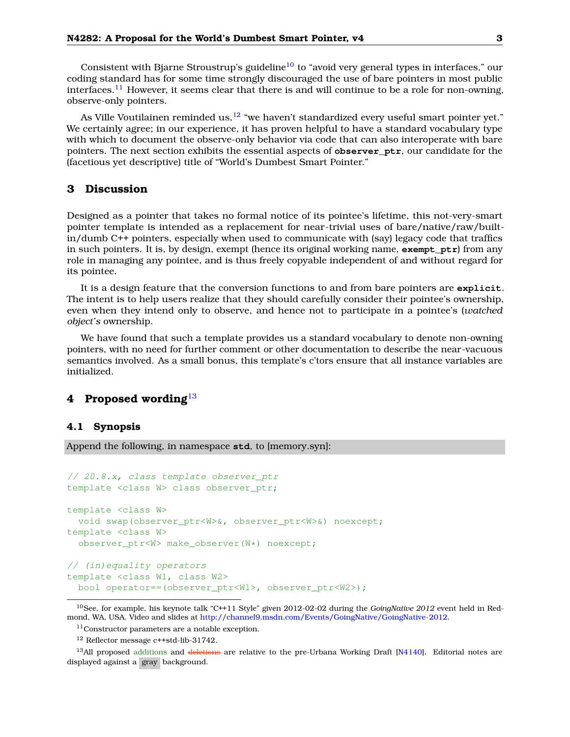Consistent with Bjarne Stroustrup's guideline[10] to "avoid very general types in interfaces," our coding standard has for some time strongly discouraged the use of bare pointers in most public interfaces.[11] However, it seems clear that there is and will continue to be a role for non-owning, observe-only pointers.

As Ville Voutilainen reminded us,[12] "we haven't standardized every useful smart pointer yet." We certainly agree; in our experience, it has proven helpful to have a standard vocabulary type with which to document the observe-only behavior via code that can also interoperate with bare pointers. The next section exhibits the essential aspects of **observer_ptr**, our candidate for the (facetious yet descriptive) title of "World's Dumbest Smart Pointer."

## 3 Discussion

Designed as a pointer that takes no formal notice of its pointee's lifetime, this not-very-smart pointer template is intended as a replacement for near-trivial uses of bare/native/raw/built-in/dumb C++ pointers, especially when used to communicate with (say) legacy code that traffics in such pointers. It is, by design, exempt (hence its original working name, **exempt_ptr**) from any role in managing any pointee, and is thus freely copyable independent of and without regard for its pointee.

It is a design feature that the conversion functions to and from bare pointers are **explicit**. The intent is to help users realize that they should carefully consider their pointee's ownership, even when they intend only to observe, and hence not to participate in a pointee's (*watched object's* ownership.

We have found that such a template provides us a standard vocabulary to denote non-owning pointers, with no need for further comment or other documentation to describe the near-vacuous semantics involved. As a small bonus, this template's c'tors ensure that all instance variables are initialized.

## 4 Proposed wording[13]

### 4.1 Synopsis

Append the following, in namespace **std**, to [memory.syn]:

```
// 20.8.x, class template observer_ptr
template <class W> class observer_ptr;

template <class W>
  void swap(observer_ptr<W>&, observer_ptr<W>&) noexcept;
template <class W>
  observer_ptr<W> make_observer(W*) noexcept;

// (in)equality operators
template <class W1, class W2>
  bool operator==(observer_ptr<W1>, observer_ptr<W2>);
```

---

[10] See, for example, his keynote talk "C++11 Style" given 2012-02-02 during the *GoingNative 2012* event held in Redmond, WA, USA. Video and slides at http://channel9.msdn.com/Events/GoingNative/GoingNative-2012.

[11] Constructor parameters are a notable exception.

[12] Reflector message c++std-lib-31742.

[13] All proposed additions and ~~deletions~~ are relative to the pre-Urbana Working Draft [N4140]. Editorial notes are displayed against a gray background.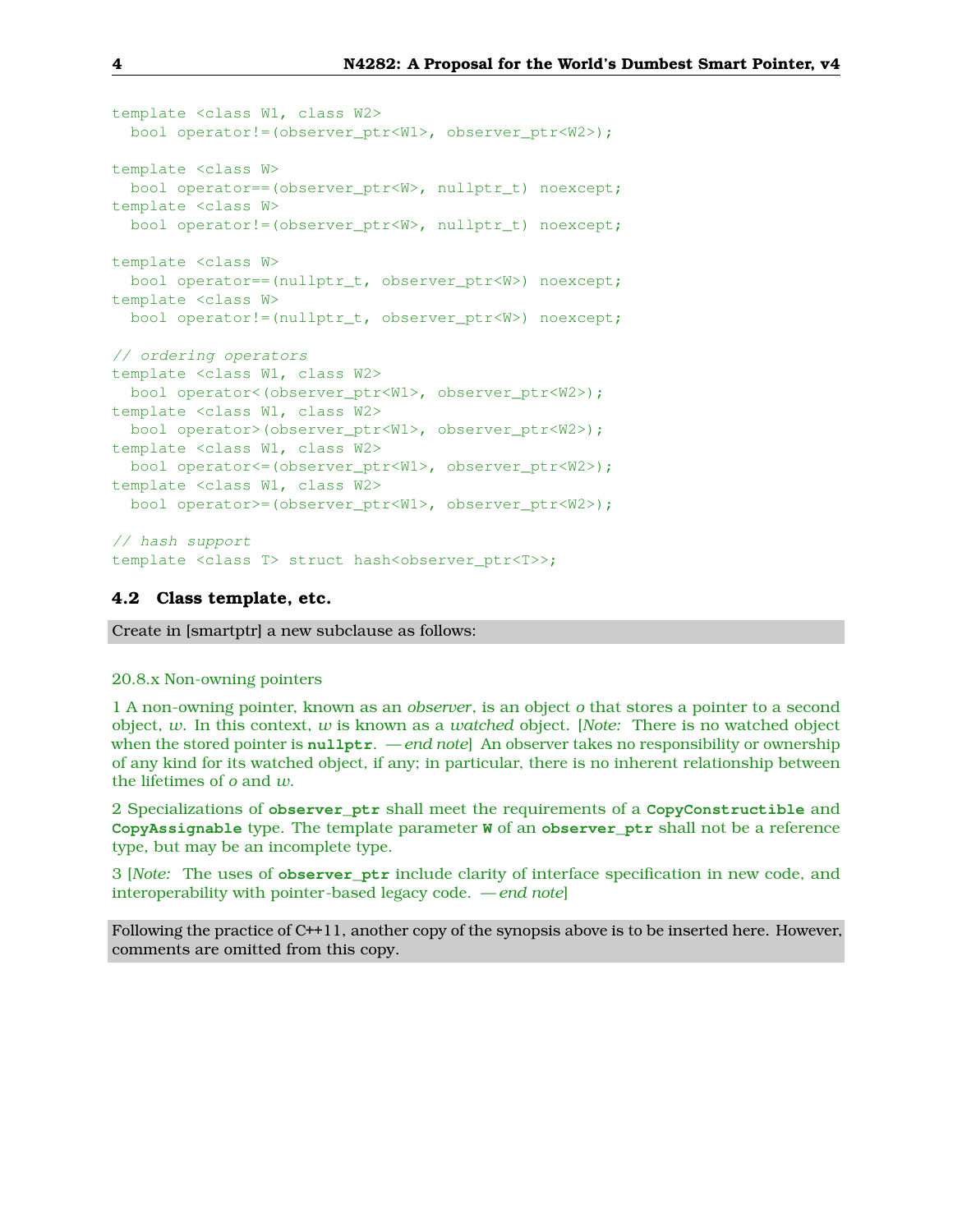```
template <class W1, class W2>
  bool operator!=(observer_ptr<W1>, observer_ptr<W2>);

template <class W>
  bool operator==(observer_ptr<W>, nullptr_t) noexcept;
template <class W>
  bool operator!=(observer_ptr<W>, nullptr_t) noexcept;

template <class W>
  bool operator==(nullptr_t, observer_ptr<W>) noexcept;
template <class W>
  bool operator!=(nullptr_t, observer_ptr<W>) noexcept;

// ordering operators
template <class W1, class W2>
  bool operator<(observer_ptr<W1>, observer_ptr<W2>);
template <class W1, class W2>
  bool operator>(observer_ptr<W1>, observer_ptr<W2>);
template <class W1, class W2>
  bool operator<=(observer_ptr<W1>, observer_ptr<W2>);
template <class W1, class W2>
  bool operator>=(observer_ptr<W1>, observer_ptr<W2>);

// hash support
template <class T> struct hash<observer_ptr<T>>;
```

### 4.2 Class template, etc.

Create in [smartptr] a new subclause as follows:

20.8.x Non-owning pointers

1 A non-owning pointer, known as an *observer*, is an object *o* that stores a pointer to a second object, *w*. In this context, *w* is known as a *watched* object. [*Note:* There is no watched object when the stored pointer is **nullptr**. — *end note*] An observer takes no responsibility or ownership of any kind for its watched object, if any; in particular, there is no inherent relationship between the lifetimes of *o* and *w*.

2 Specializations of **observer_ptr** shall meet the requirements of a **CopyConstructible** and **CopyAssignable** type. The template parameter **W** of an **observer_ptr** shall not be a reference type, but may be an incomplete type.

3 [*Note:* The uses of **observer_ptr** include clarity of interface specification in new code, and interoperability with pointer-based legacy code. — *end note*]

Following the practice of C++11, another copy of the synopsis above is to be inserted here. However, comments are omitted from this copy.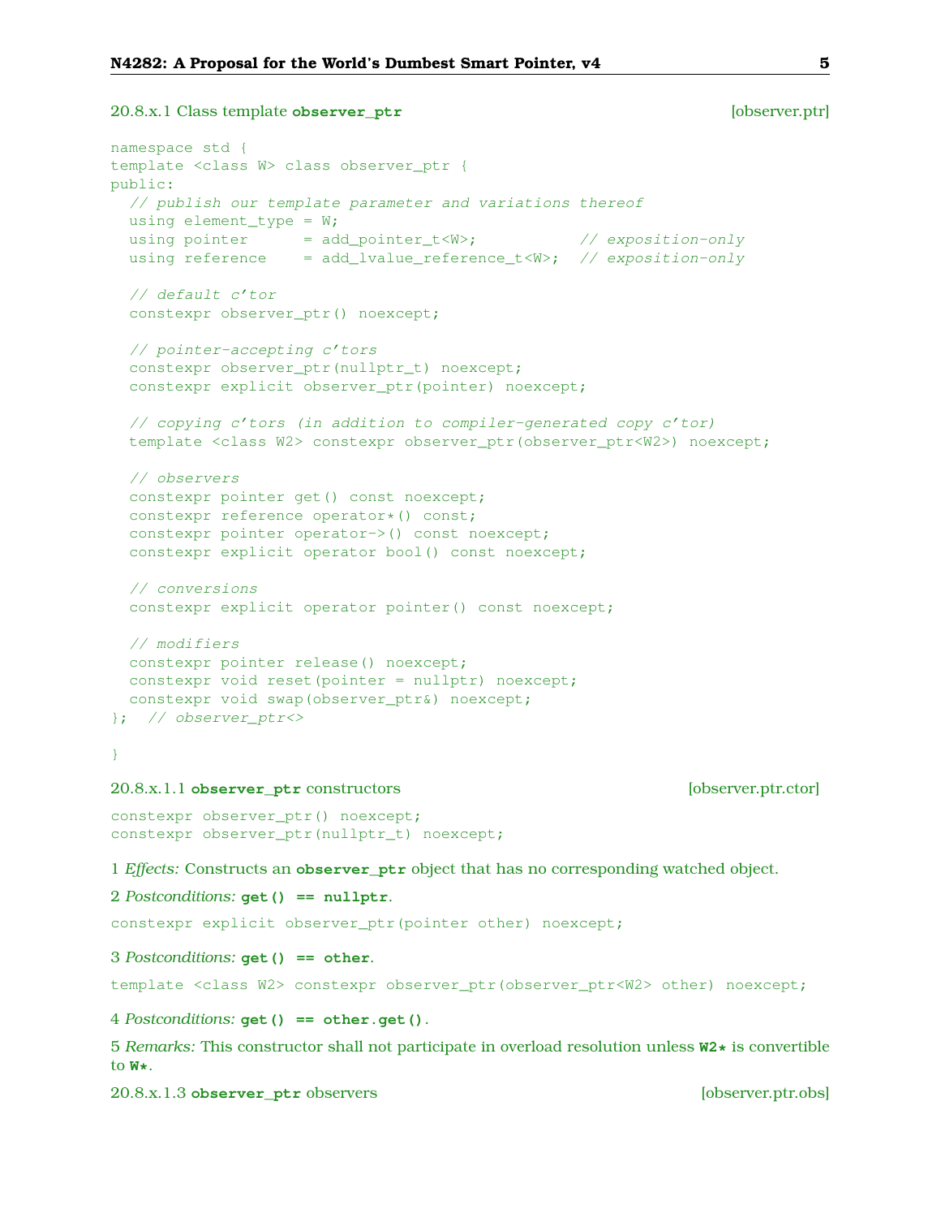### 20.8.x.1 Class template `observer_ptr` [observer.ptr]

```
namespace std {
template <class W> class observer_ptr {
public:
  // publish our template parameter and variations thereof
  using element_type = W;
  using pointer      = add_pointer_t<W>;           // exposition-only
  using reference    = add_lvalue_reference_t<W>;  // exposition-only

  // default c'tor
  constexpr observer_ptr() noexcept;

  // pointer-accepting c'tors
  constexpr observer_ptr(nullptr_t) noexcept;
  constexpr explicit observer_ptr(pointer) noexcept;

  // copying c'tors (in addition to compiler-generated copy c'tor)
  template <class W2> constexpr observer_ptr(observer_ptr<W2>) noexcept;

  // observers
  constexpr pointer get() const noexcept;
  constexpr reference operator*() const;
  constexpr pointer operator->() const noexcept;
  constexpr explicit operator bool() const noexcept;

  // conversions
  constexpr explicit operator pointer() const noexcept;

  // modifiers
  constexpr pointer release() noexcept;
  constexpr void reset(pointer = nullptr) noexcept;
  constexpr void swap(observer_ptr&) noexcept;
};  // observer_ptr<>

}
```

#### 20.8.x.1.1 `observer_ptr` constructors [observer.ptr.ctor]

```
constexpr observer_ptr() noexcept;
constexpr observer_ptr(nullptr_t) noexcept;
```

1 *Effects:* Constructs an **`observer_ptr`** object that has no corresponding watched object.

2 *Postconditions:* **`get() == nullptr`**.

```
constexpr explicit observer_ptr(pointer other) noexcept;
```

3 *Postconditions:* **`get() == other`**.

```
template <class W2> constexpr observer_ptr(observer_ptr<W2> other) noexcept;
```

4 *Postconditions:* **`get() == other.get()`**.

5 *Remarks:* This constructor shall not participate in overload resolution unless **`W2*`** is convertible to **`W*`**.

#### 20.8.x.1.3 `observer_ptr` observers [observer.ptr.obs]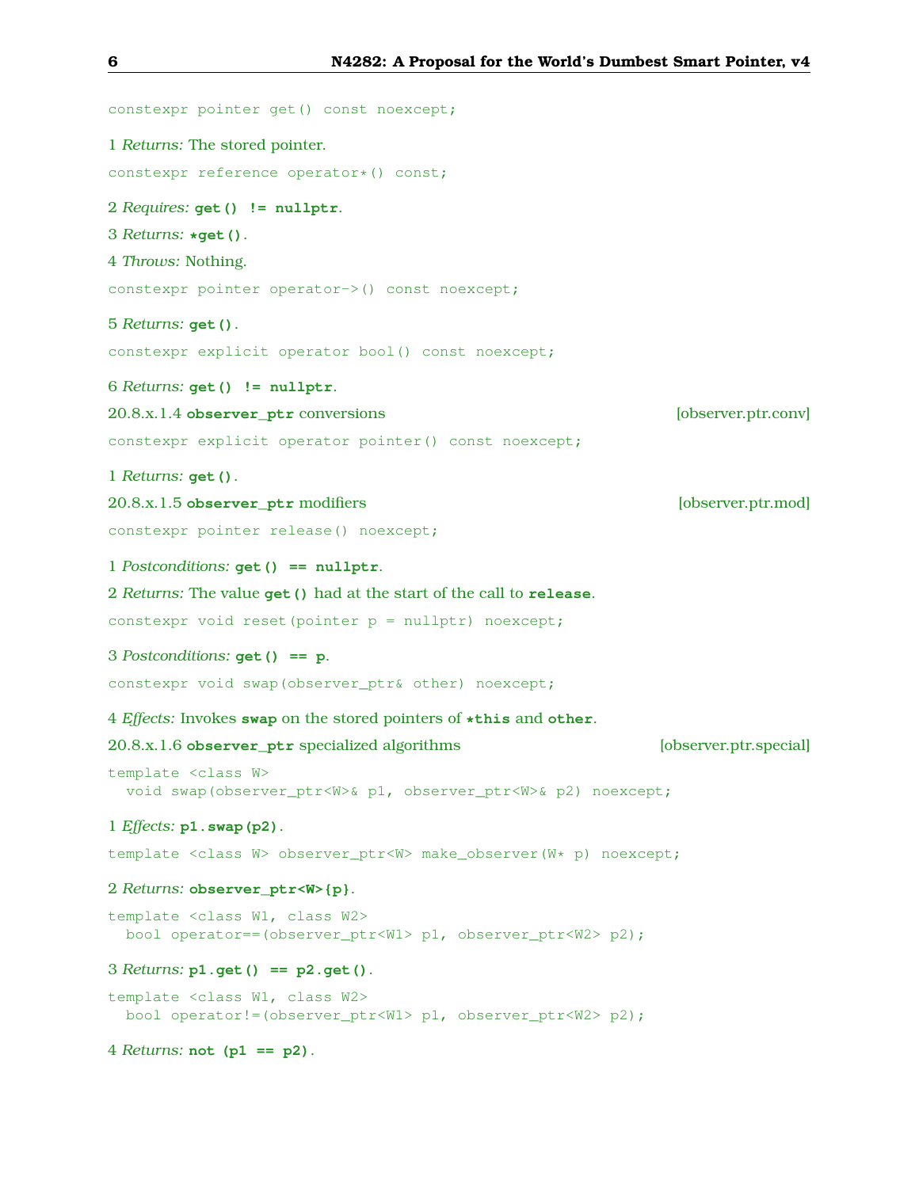```
constexpr pointer get() const noexcept;
```

1 *Returns:* The stored pointer.

```
constexpr reference operator*() const;
```

2 *Requires:* **`get() != nullptr`**.

3 *Returns:* **`*get()`**.

4 *Throws:* Nothing.

```
constexpr pointer operator->() const noexcept;
```

5 *Returns:* **`get()`**.

```
constexpr explicit operator bool() const noexcept;
```

6 *Returns:* **`get() != nullptr`**.

### 20.8.x.1.4 `observer_ptr` conversions [observer.ptr.conv]

```
constexpr explicit operator pointer() const noexcept;
```

1 *Returns:* **`get()`**.

### 20.8.x.1.5 `observer_ptr` modifiers [observer.ptr.mod]

```
constexpr pointer release() noexcept;
```

1 *Postconditions:* **`get() == nullptr`**.

2 *Returns:* The value **`get()`** had at the start of the call to **`release`**.

```
constexpr void reset(pointer p = nullptr) noexcept;
```

3 *Postconditions:* **`get() == p`**.

```
constexpr void swap(observer_ptr& other) noexcept;
```

4 *Effects:* Invokes **`swap`** on the stored pointers of **`*this`** and **`other`**.

### 20.8.x.1.6 `observer_ptr` specialized algorithms [observer.ptr.special]

```
template <class W>
  void swap(observer_ptr<W>& p1, observer_ptr<W>& p2) noexcept;
```

1 *Effects:* **`p1.swap(p2)`**.

```
template <class W> observer_ptr<W> make_observer(W* p) noexcept;
```

2 *Returns:* **`observer_ptr<W>{p}`**.

```
template <class W1, class W2>
  bool operator==(observer_ptr<W1> p1, observer_ptr<W2> p2);
```

3 *Returns:* **`p1.get() == p2.get()`**.

```
template <class W1, class W2>
  bool operator!=(observer_ptr<W1> p1, observer_ptr<W2> p2);
```

4 *Returns:* **`not (p1 == p2)`**.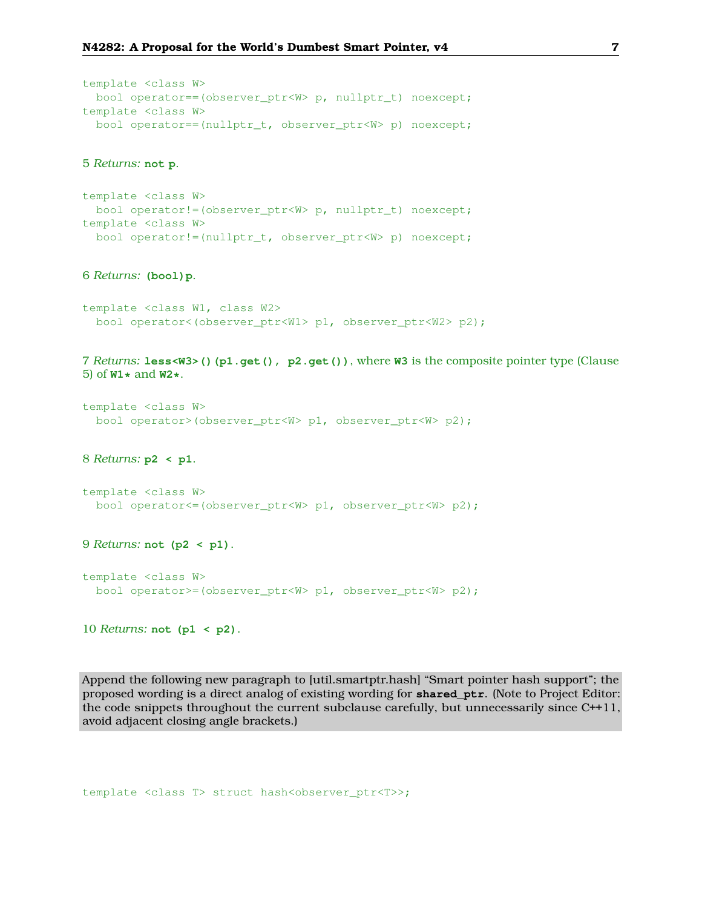```
template <class W>
  bool operator==(observer_ptr<W> p, nullptr_t) noexcept;
template <class W>
  bool operator==(nullptr_t, observer_ptr<W> p) noexcept;
```

5 *Returns:* **`not p`**.

```
template <class W>
  bool operator!=(observer_ptr<W> p, nullptr_t) noexcept;
template <class W>
  bool operator!=(nullptr_t, observer_ptr<W> p) noexcept;
```

6 *Returns:* **`(bool)p`**.

```
template <class W1, class W2>
  bool operator<(observer_ptr<W1> p1, observer_ptr<W2> p2);
```

7 *Returns:* **`less<W3>()(p1.get(), p2.get())`**, where **`W3`** is the composite pointer type (Clause 5) of **`W1*`** and **`W2*`**.

```
template <class W>
  bool operator>(observer_ptr<W> p1, observer_ptr<W> p2);
```

8 *Returns:* **`p2 < p1`**.

```
template <class W>
  bool operator<=(observer_ptr<W> p1, observer_ptr<W> p2);
```

9 *Returns:* **`not (p2 < p1)`**.

```
template <class W>
  bool operator>=(observer_ptr<W> p1, observer_ptr<W> p2);
```

10 *Returns:* **`not (p1 < p2)`**.

Append the following new paragraph to [util.smartptr.hash] "Smart pointer hash support"; the proposed wording is a direct analog of existing wording for **`shared_ptr`**. (Note to Project Editor: the code snippets throughout the current subclause carefully, but unnecessarily since C++11, avoid adjacent closing angle brackets.)

```
template <class T> struct hash<observer_ptr<T>>;
```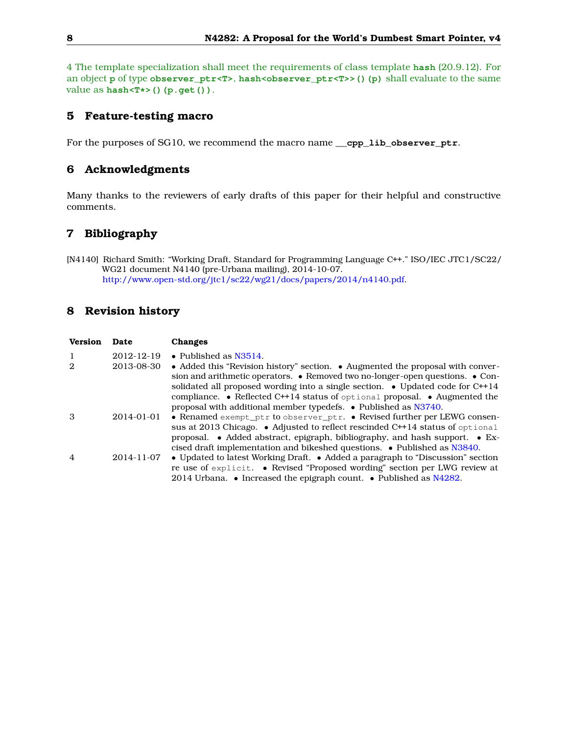4 The template specialization shall meet the requirements of class template **`hash`** (20.9.12). For an object **`p`** of type **`observer_ptr<T>`**, **`hash<observer_ptr<T>>()(p)`** shall evaluate to the same value as **`hash<T*>()(p.get())`**.

## 5 Feature-testing macro

For the purposes of SG10, we recommend the macro name **`__cpp_lib_observer_ptr`**.

## 6 Acknowledgments

Many thanks to the reviewers of early drafts of this paper for their helpful and constructive comments.

## 7 Bibliography

[N4140] Richard Smith: "Working Draft, Standard for Programming Language C++." ISO/IEC JTC1/SC22/WG21 document N4140 (pre-Urbana mailing), 2014-10-07. http://www.open-std.org/jtc1/sc22/wg21/docs/papers/2014/n4140.pdf.

## 8 Revision history

| Version | Date | Changes |
|---|---|---|
| 1 | 2012-12-19 | • Published as N3514. |
| 2 | 2013-08-30 | • Added this "Revision history" section. • Augmented the proposal with conversion and arithmetic operators. • Removed two no-longer-open questions. • Consolidated all proposed wording into a single section. • Updated code for C++14 compliance. • Reflected C++14 status of `optional` proposal. • Augmented the proposal with additional member typedefs. • Published as N3740. |
| 3 | 2014-01-01 | • Renamed `exempt_ptr` to `observer_ptr`. • Revised further per LEWG consensus at 2013 Chicago. • Adjusted to reflect rescinded C++14 status of `optional` proposal. • Added abstract, epigraph, bibliography, and hash support. • Excised draft implementation and bikeshed questions. • Published as N3840. |
| 4 | 2014-11-07 | • Updated to latest Working Draft. • Added a paragraph to "Discussion" section re use of `explicit`. • Revised "Proposed wording" section per LWG review at 2014 Urbana. • Increased the epigraph count. • Published as N4282. |